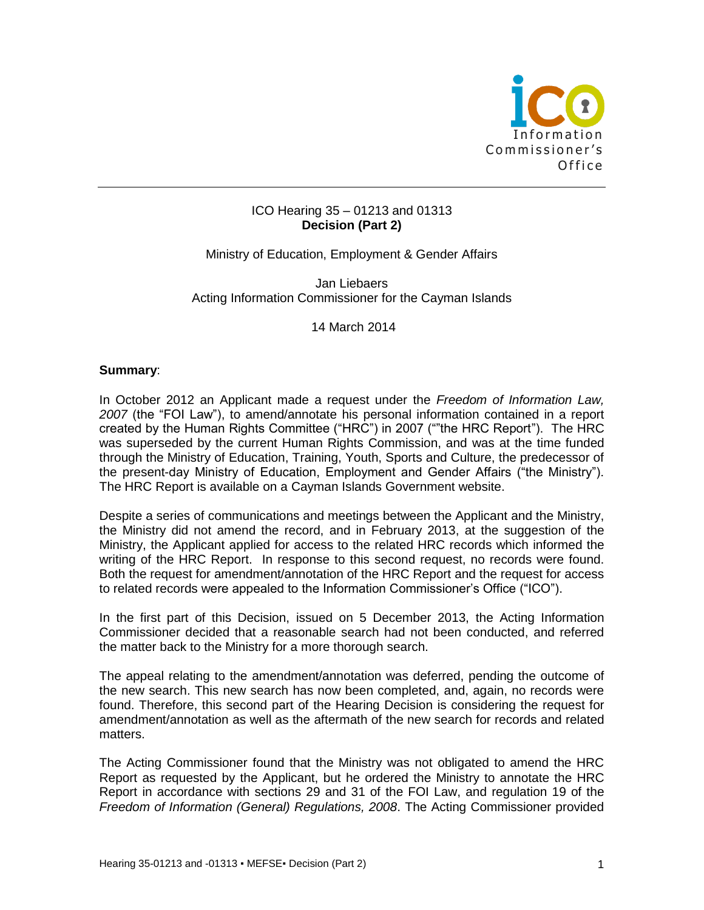ICO Hearing 35 – 01213 and 01313
**Decision (Part 2)**

Ministry of Education, Employment & Gender Affairs

Jan Liebaers
Acting Information Commissioner for the Cayman Islands

14 March 2014

**Summary**:

In October 2012 an Applicant made a request under the *Freedom of Information Law, 2007* (the "FOI Law"), to amend/annotate his personal information contained in a report created by the Human Rights Committee ("HRC") in 2007 (""the HRC Report"). The HRC was superseded by the current Human Rights Commission, and was at the time funded through the Ministry of Education, Training, Youth, Sports and Culture, the predecessor of the present-day Ministry of Education, Employment and Gender Affairs ("the Ministry"). The HRC Report is available on a Cayman Islands Government website.

Despite a series of communications and meetings between the Applicant and the Ministry, the Ministry did not amend the record, and in February 2013, at the suggestion of the Ministry, the Applicant applied for access to the related HRC records which informed the writing of the HRC Report. In response to this second request, no records were found. Both the request for amendment/annotation of the HRC Report and the request for access to related records were appealed to the Information Commissioner's Office ("ICO").

In the first part of this Decision, issued on 5 December 2013, the Acting Information Commissioner decided that a reasonable search had not been conducted, and referred the matter back to the Ministry for a more thorough search.

The appeal relating to the amendment/annotation was deferred, pending the outcome of the new search. This new search has now been completed, and, again, no records were found. Therefore, this second part of the Hearing Decision is considering the request for amendment/annotation as well as the aftermath of the new search for records and related matters.

The Acting Commissioner found that the Ministry was not obligated to amend the HRC Report as requested by the Applicant, but he ordered the Ministry to annotate the HRC Report in accordance with sections 29 and 31 of the FOI Law, and regulation 19 of the *Freedom of Information (General) Regulations, 2008*. The Acting Commissioner provided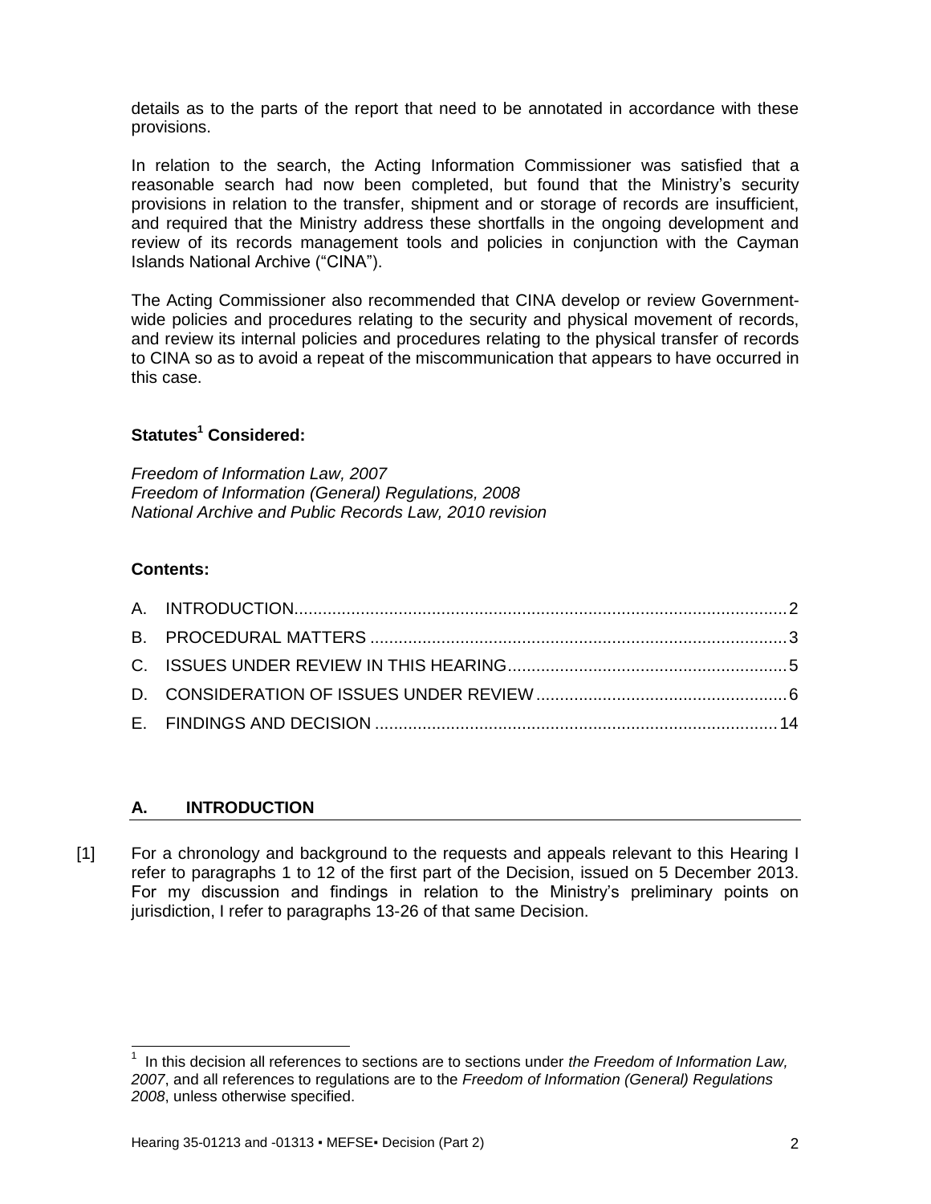details as to the parts of the report that need to be annotated in accordance with these provisions.

In relation to the search, the Acting Information Commissioner was satisfied that a reasonable search had now been completed, but found that the Ministry's security provisions in relation to the transfer, shipment and or storage of records are insufficient, and required that the Ministry address these shortfalls in the ongoing development and review of its records management tools and policies in conjunction with the Cayman Islands National Archive ("CINA").

The Acting Commissioner also recommended that CINA develop or review Government-wide policies and procedures relating to the security and physical movement of records, and review its internal policies and procedures relating to the physical transfer of records to CINA so as to avoid a repeat of the miscommunication that appears to have occurred in this case.

**Statutes[1] Considered:**

*Freedom of Information Law, 2007*
*Freedom of Information (General) Regulations, 2008*
*National Archive and Public Records Law, 2010 revision*

**Contents:**

A. INTRODUCTION .......... 2
B. PROCEDURAL MATTERS .......... 3
C. ISSUES UNDER REVIEW IN THIS HEARING .......... 5
D. CONSIDERATION OF ISSUES UNDER REVIEW .......... 6
E. FINDINGS AND DECISION .......... 14

## A. INTRODUCTION

[1] For a chronology and background to the requests and appeals relevant to this Hearing I refer to paragraphs 1 to 12 of the first part of the Decision, issued on 5 December 2013. For my discussion and findings in relation to the Ministry's preliminary points on jurisdiction, I refer to paragraphs 13-26 of that same Decision.

---

[1] In this decision all references to sections are to sections under *the Freedom of Information Law, 2007*, and all references to regulations are to the *Freedom of Information (General) Regulations 2008*, unless otherwise specified.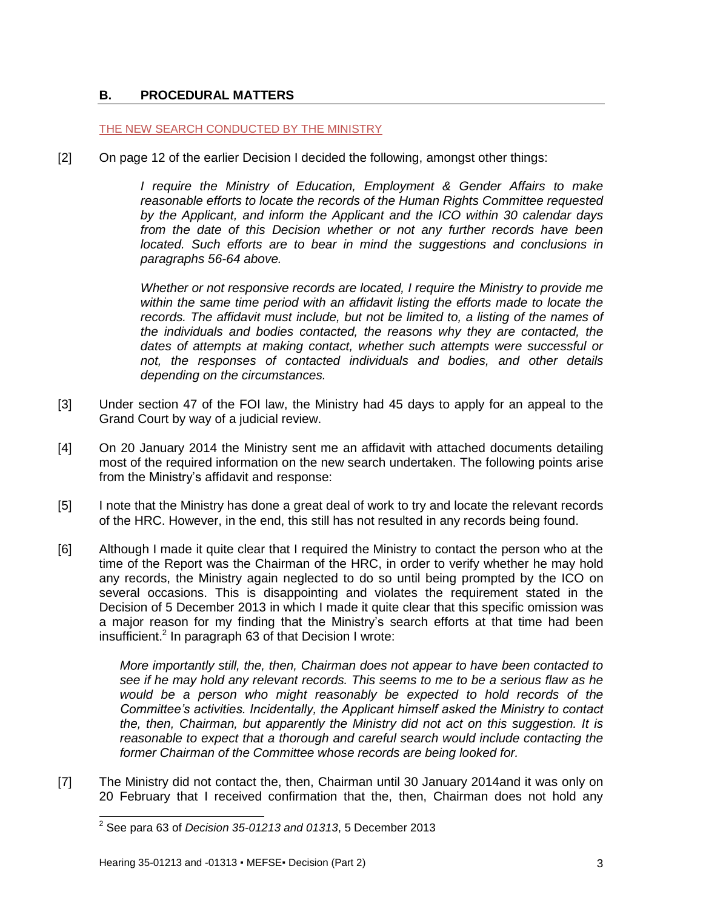## B. PROCEDURAL MATTERS

THE NEW SEARCH CONDUCTED BY THE MINISTRY

[2] On page 12 of the earlier Decision I decided the following, amongst other things:

> *I require the Ministry of Education, Employment & Gender Affairs to make reasonable efforts to locate the records of the Human Rights Committee requested by the Applicant, and inform the Applicant and the ICO within 30 calendar days from the date of this Decision whether or not any further records have been located. Such efforts are to bear in mind the suggestions and conclusions in paragraphs 56-64 above.*
>
> *Whether or not responsive records are located, I require the Ministry to provide me within the same time period with an affidavit listing the efforts made to locate the records. The affidavit must include, but not be limited to, a listing of the names of the individuals and bodies contacted, the reasons why they are contacted, the dates of attempts at making contact, whether such attempts were successful or not, the responses of contacted individuals and bodies, and other details depending on the circumstances.*

[3] Under section 47 of the FOI law, the Ministry had 45 days to apply for an appeal to the Grand Court by way of a judicial review.

[4] On 20 January 2014 the Ministry sent me an affidavit with attached documents detailing most of the required information on the new search undertaken. The following points arise from the Ministry's affidavit and response:

[5] I note that the Ministry has done a great deal of work to try and locate the relevant records of the HRC. However, in the end, this still has not resulted in any records being found.

[6] Although I made it quite clear that I required the Ministry to contact the person who at the time of the Report was the Chairman of the HRC, in order to verify whether he may hold any records, the Ministry again neglected to do so until being prompted by the ICO on several occasions. This is disappointing and violates the requirement stated in the Decision of 5 December 2013 in which I made it quite clear that this specific omission was a major reason for my finding that the Ministry's search efforts at that time had been insufficient.[2] In paragraph 63 of that Decision I wrote:

> *More importantly still, the, then, Chairman does not appear to have been contacted to see if he may hold any relevant records. This seems to me to be a serious flaw as he would be a person who might reasonably be expected to hold records of the Committee's activities. Incidentally, the Applicant himself asked the Ministry to contact the, then, Chairman, but apparently the Ministry did not act on this suggestion. It is reasonable to expect that a thorough and careful search would include contacting the former Chairman of the Committee whose records are being looked for.*

[7] The Ministry did not contact the, then, Chairman until 30 January 2014and it was only on 20 February that I received confirmation that the, then, Chairman does not hold any

---

[2] See para 63 of *Decision 35-01213 and 01313*, 5 December 2013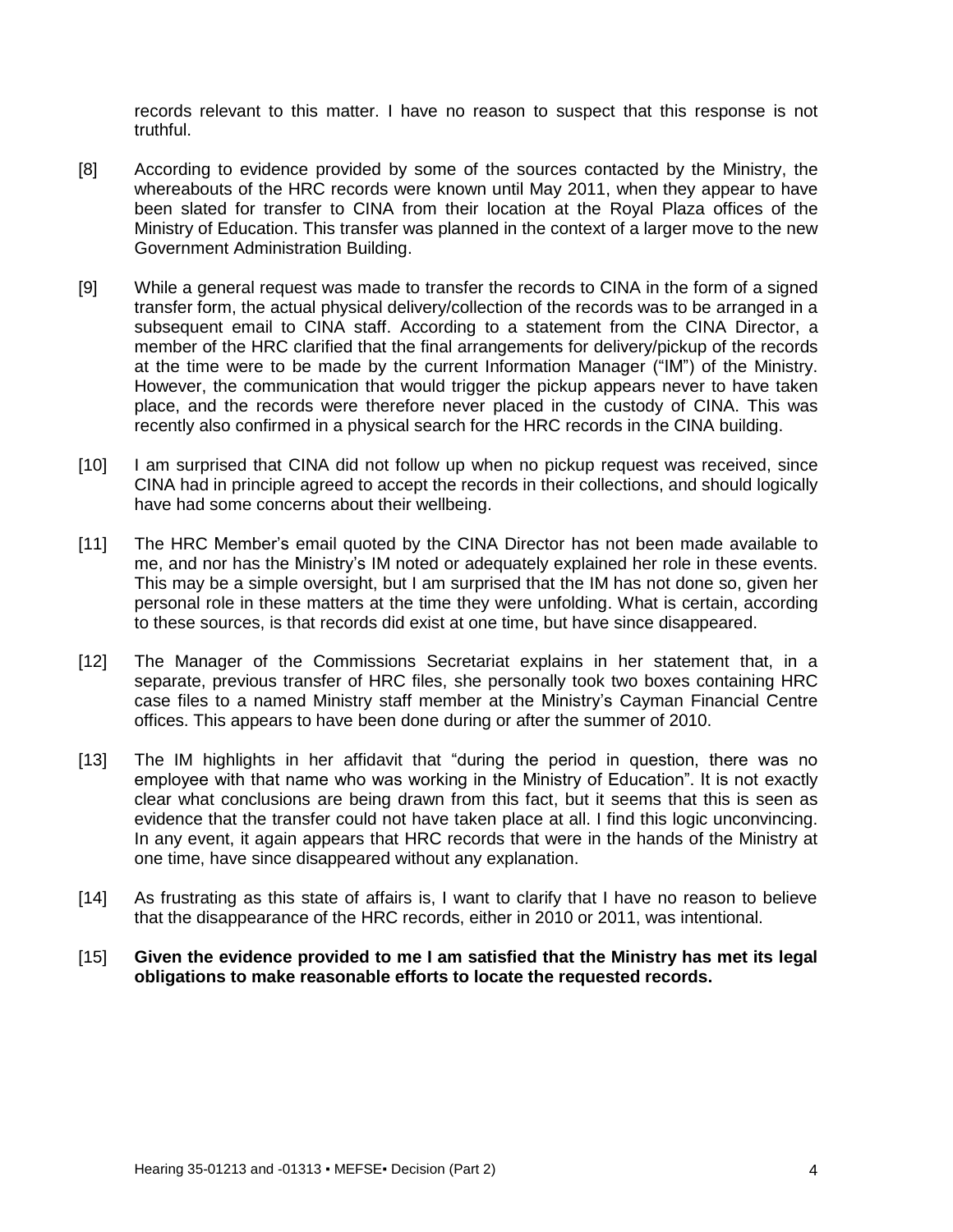records relevant to this matter. I have no reason to suspect that this response is not truthful.

[8] According to evidence provided by some of the sources contacted by the Ministry, the whereabouts of the HRC records were known until May 2011, when they appear to have been slated for transfer to CINA from their location at the Royal Plaza offices of the Ministry of Education. This transfer was planned in the context of a larger move to the new Government Administration Building.

[9] While a general request was made to transfer the records to CINA in the form of a signed transfer form, the actual physical delivery/collection of the records was to be arranged in a subsequent email to CINA staff. According to a statement from the CINA Director, a member of the HRC clarified that the final arrangements for delivery/pickup of the records at the time were to be made by the current Information Manager ("IM") of the Ministry. However, the communication that would trigger the pickup appears never to have taken place, and the records were therefore never placed in the custody of CINA. This was recently also confirmed in a physical search for the HRC records in the CINA building.

[10] I am surprised that CINA did not follow up when no pickup request was received, since CINA had in principle agreed to accept the records in their collections, and should logically have had some concerns about their wellbeing.

[11] The HRC Member's email quoted by the CINA Director has not been made available to me, and nor has the Ministry's IM noted or adequately explained her role in these events. This may be a simple oversight, but I am surprised that the IM has not done so, given her personal role in these matters at the time they were unfolding. What is certain, according to these sources, is that records did exist at one time, but have since disappeared.

[12] The Manager of the Commissions Secretariat explains in her statement that, in a separate, previous transfer of HRC files, she personally took two boxes containing HRC case files to a named Ministry staff member at the Ministry's Cayman Financial Centre offices. This appears to have been done during or after the summer of 2010.

[13] The IM highlights in her affidavit that "during the period in question, there was no employee with that name who was working in the Ministry of Education". It is not exactly clear what conclusions are being drawn from this fact, but it seems that this is seen as evidence that the transfer could not have taken place at all. I find this logic unconvincing. In any event, it again appears that HRC records that were in the hands of the Ministry at one time, have since disappeared without any explanation.

[14] As frustrating as this state of affairs is, I want to clarify that I have no reason to believe that the disappearance of the HRC records, either in 2010 or 2011, was intentional.

[15] **Given the evidence provided to me I am satisfied that the Ministry has met its legal obligations to make reasonable efforts to locate the requested records.**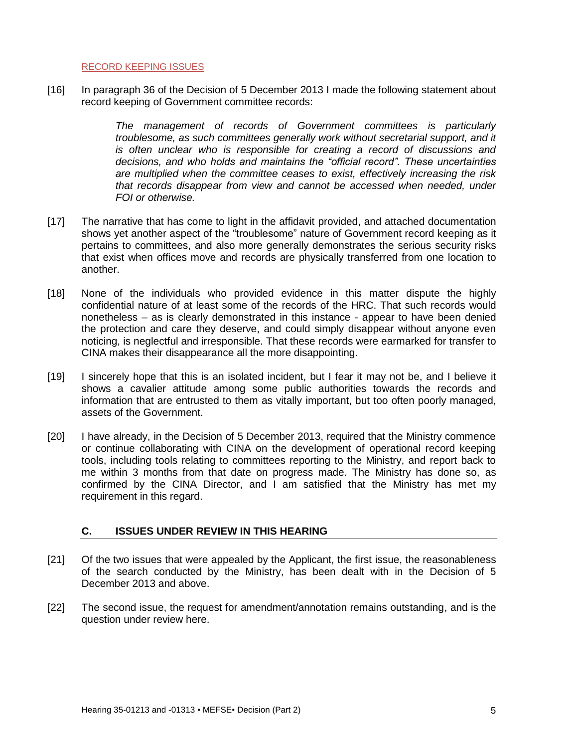RECORD KEEPING ISSUES

[16] In paragraph 36 of the Decision of 5 December 2013 I made the following statement about record keeping of Government committee records:

> *The management of records of Government committees is particularly troublesome, as such committees generally work without secretarial support, and it is often unclear who is responsible for creating a record of discussions and decisions, and who holds and maintains the "official record". These uncertainties are multiplied when the committee ceases to exist, effectively increasing the risk that records disappear from view and cannot be accessed when needed, under FOI or otherwise.*

[17] The narrative that has come to light in the affidavit provided, and attached documentation shows yet another aspect of the "troublesome" nature of Government record keeping as it pertains to committees, and also more generally demonstrates the serious security risks that exist when offices move and records are physically transferred from one location to another.

[18] None of the individuals who provided evidence in this matter dispute the highly confidential nature of at least some of the records of the HRC. That such records would nonetheless – as is clearly demonstrated in this instance - appear to have been denied the protection and care they deserve, and could simply disappear without anyone even noticing, is neglectful and irresponsible. That these records were earmarked for transfer to CINA makes their disappearance all the more disappointing.

[19] I sincerely hope that this is an isolated incident, but I fear it may not be, and I believe it shows a cavalier attitude among some public authorities towards the records and information that are entrusted to them as vitally important, but too often poorly managed, assets of the Government.

[20] I have already, in the Decision of 5 December 2013, required that the Ministry commence or continue collaborating with CINA on the development of operational record keeping tools, including tools relating to committees reporting to the Ministry, and report back to me within 3 months from that date on progress made. The Ministry has done so, as confirmed by the CINA Director, and I am satisfied that the Ministry has met my requirement in this regard.

## C. ISSUES UNDER REVIEW IN THIS HEARING

[21] Of the two issues that were appealed by the Applicant, the first issue, the reasonableness of the search conducted by the Ministry, has been dealt with in the Decision of 5 December 2013 and above.

[22] The second issue, the request for amendment/annotation remains outstanding, and is the question under review here.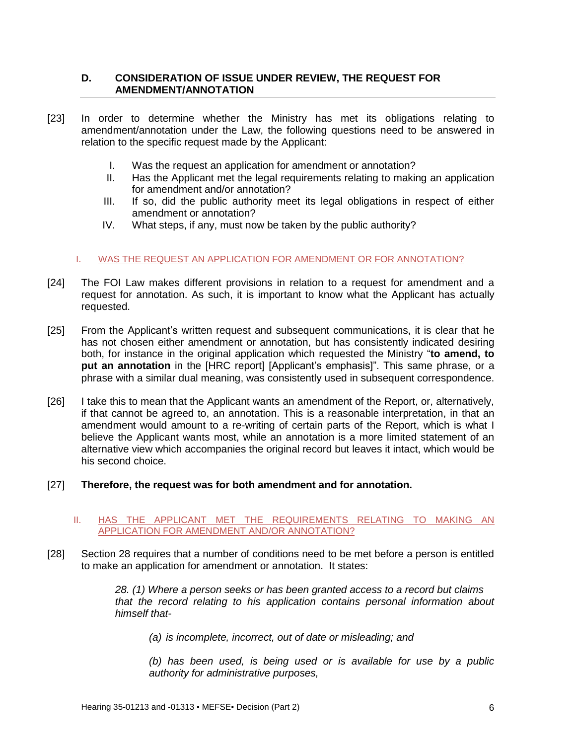## D. CONSIDERATION OF ISSUE UNDER REVIEW, THE REQUEST FOR AMENDMENT/ANNOTATION

[23] In order to determine whether the Ministry has met its obligations relating to amendment/annotation under the Law, the following questions need to be answered in relation to the specific request made by the Applicant:

I. Was the request an application for amendment or annotation?
II. Has the Applicant met the legal requirements relating to making an application for amendment and/or annotation?
III. If so, did the public authority meet its legal obligations in respect of either amendment or annotation?
IV. What steps, if any, must now be taken by the public authority?

### I. WAS THE REQUEST AN APPLICATION FOR AMENDMENT OR FOR ANNOTATION?

[24] The FOI Law makes different provisions in relation to a request for amendment and a request for annotation. As such, it is important to know what the Applicant has actually requested.

[25] From the Applicant's written request and subsequent communications, it is clear that he has not chosen either amendment or annotation, but has consistently indicated desiring both, for instance in the original application which requested the Ministry "**to amend, to put an annotation** in the [HRC report] [Applicant's emphasis]". This same phrase, or a phrase with a similar dual meaning, was consistently used in subsequent correspondence.

[26] I take this to mean that the Applicant wants an amendment of the Report, or, alternatively, if that cannot be agreed to, an annotation. This is a reasonable interpretation, in that an amendment would amount to a re-writing of certain parts of the Report, which is what I believe the Applicant wants most, while an annotation is a more limited statement of an alternative view which accompanies the original record but leaves it intact, which would be his second choice.

[27] **Therefore, the request was for both amendment and for annotation.**

### II. HAS THE APPLICANT MET THE REQUIREMENTS RELATING TO MAKING AN APPLICATION FOR AMENDMENT AND/OR ANNOTATION?

[28] Section 28 requires that a number of conditions need to be met before a person is entitled to make an application for amendment or annotation. It states:

> *28. (1) Where a person seeks or has been granted access to a record but claims that the record relating to his application contains personal information about himself that-*
>
> > *(a) is incomplete, incorrect, out of date or misleading; and*
> >
> > *(b) has been used, is being used or is available for use by a public authority for administrative purposes,*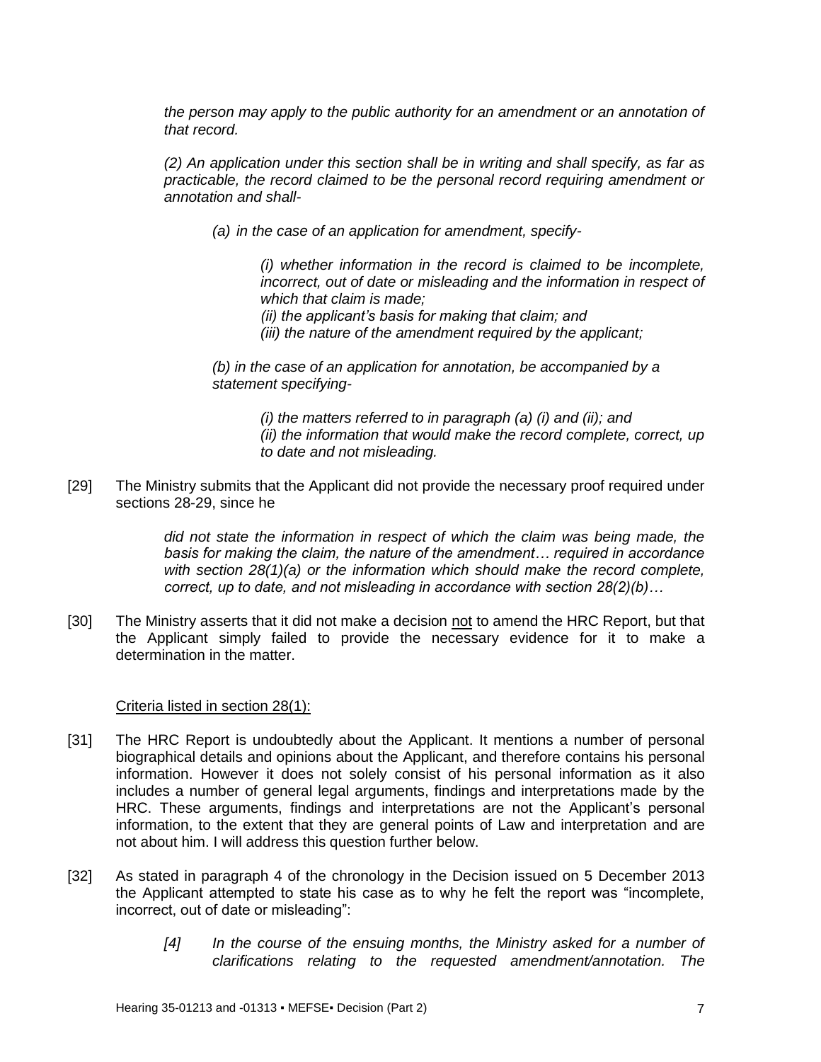*the person may apply to the public authority for an amendment or an annotation of that record.*

*(2) An application under this section shall be in writing and shall specify, as far as practicable, the record claimed to be the personal record requiring amendment or annotation and shall-*

> *(a) in the case of an application for amendment, specify-*
>
> > *(i) whether information in the record is claimed to be incomplete, incorrect, out of date or misleading and the information in respect of which that claim is made;*
> > *(ii) the applicant's basis for making that claim; and*
> > *(iii) the nature of the amendment required by the applicant;*
>
> *(b) in the case of an application for annotation, be accompanied by a statement specifying-*
>
> > *(i) the matters referred to in paragraph (a) (i) and (ii); and*
> > *(ii) the information that would make the record complete, correct, up to date and not misleading.*

[29] The Ministry submits that the Applicant did not provide the necessary proof required under sections 28-29, since he

> *did not state the information in respect of which the claim was being made, the basis for making the claim, the nature of the amendment… required in accordance with section 28(1)(a) or the information which should make the record complete, correct, up to date, and not misleading in accordance with section 28(2)(b)…*

[30] The Ministry asserts that it did not make a decision not to amend the HRC Report, but that the Applicant simply failed to provide the necessary evidence for it to make a determination in the matter.

Criteria listed in section 28(1):

[31] The HRC Report is undoubtedly about the Applicant. It mentions a number of personal biographical details and opinions about the Applicant, and therefore contains his personal information. However it does not solely consist of his personal information as it also includes a number of general legal arguments, findings and interpretations made by the HRC. These arguments, findings and interpretations are not the Applicant's personal information, to the extent that they are general points of Law and interpretation and are not about him. I will address this question further below.

[32] As stated in paragraph 4 of the chronology in the Decision issued on 5 December 2013 the Applicant attempted to state his case as to why he felt the report was "incomplete, incorrect, out of date or misleading":

> *[4] In the course of the ensuing months, the Ministry asked for a number of clarifications relating to the requested amendment/annotation. The*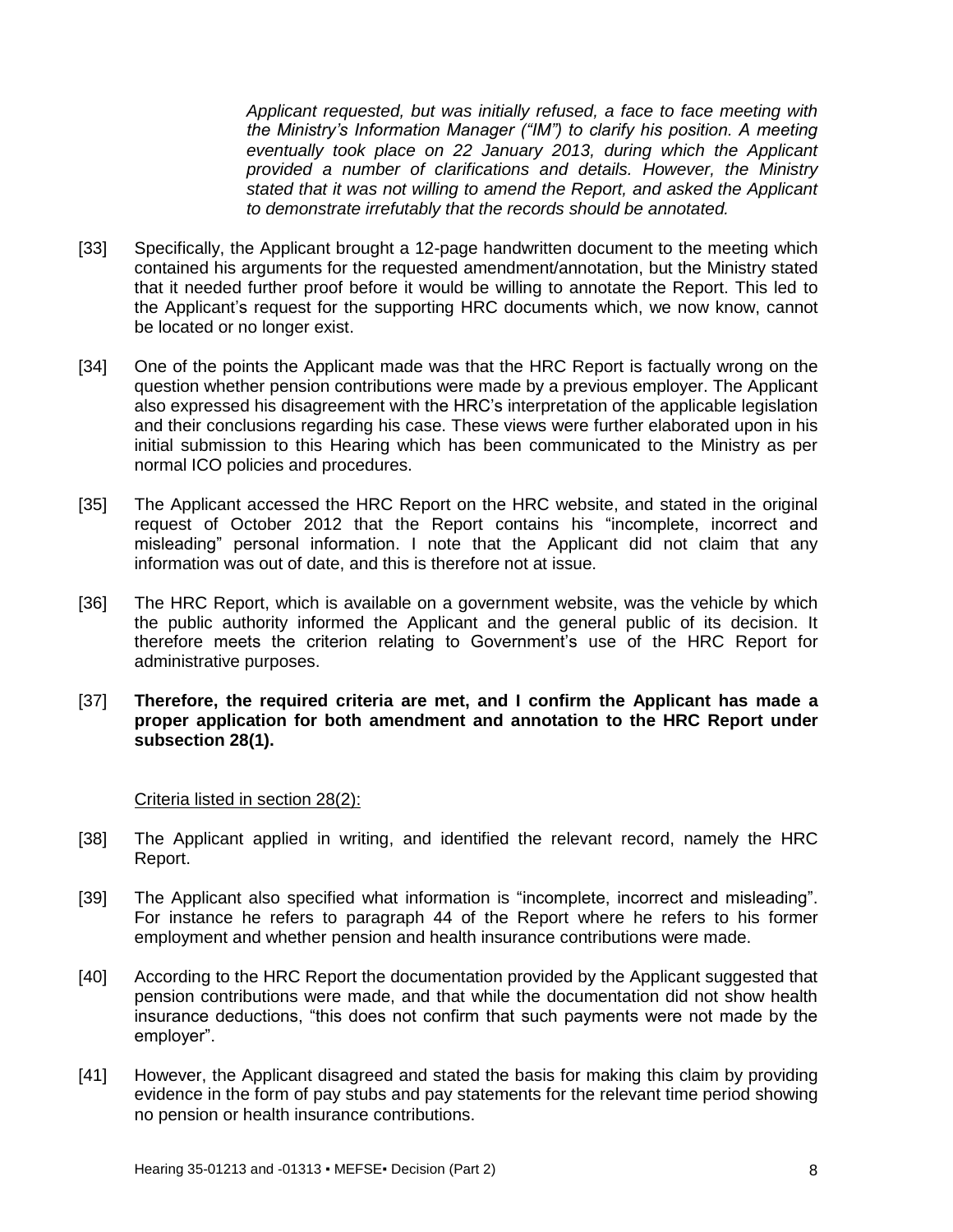*Applicant requested, but was initially refused, a face to face meeting with the Ministry's Information Manager ("IM") to clarify his position. A meeting eventually took place on 22 January 2013, during which the Applicant provided a number of clarifications and details. However, the Ministry stated that it was not willing to amend the Report, and asked the Applicant to demonstrate irrefutably that the records should be annotated.*

[33] Specifically, the Applicant brought a 12-page handwritten document to the meeting which contained his arguments for the requested amendment/annotation, but the Ministry stated that it needed further proof before it would be willing to annotate the Report. This led to the Applicant's request for the supporting HRC documents which, we now know, cannot be located or no longer exist.

[34] One of the points the Applicant made was that the HRC Report is factually wrong on the question whether pension contributions were made by a previous employer. The Applicant also expressed his disagreement with the HRC's interpretation of the applicable legislation and their conclusions regarding his case. These views were further elaborated upon in his initial submission to this Hearing which has been communicated to the Ministry as per normal ICO policies and procedures.

[35] The Applicant accessed the HRC Report on the HRC website, and stated in the original request of October 2012 that the Report contains his "incomplete, incorrect and misleading" personal information. I note that the Applicant did not claim that any information was out of date, and this is therefore not at issue.

[36] The HRC Report, which is available on a government website, was the vehicle by which the public authority informed the Applicant and the general public of its decision. It therefore meets the criterion relating to Government's use of the HRC Report for administrative purposes.

[37] **Therefore, the required criteria are met, and I confirm the Applicant has made a proper application for both amendment and annotation to the HRC Report under subsection 28(1).**

<u>Criteria listed in section 28(2):</u>

[38] The Applicant applied in writing, and identified the relevant record, namely the HRC Report.

[39] The Applicant also specified what information is "incomplete, incorrect and misleading". For instance he refers to paragraph 44 of the Report where he refers to his former employment and whether pension and health insurance contributions were made.

[40] According to the HRC Report the documentation provided by the Applicant suggested that pension contributions were made, and that while the documentation did not show health insurance deductions, "this does not confirm that such payments were not made by the employer".

[41] However, the Applicant disagreed and stated the basis for making this claim by providing evidence in the form of pay stubs and pay statements for the relevant time period showing no pension or health insurance contributions.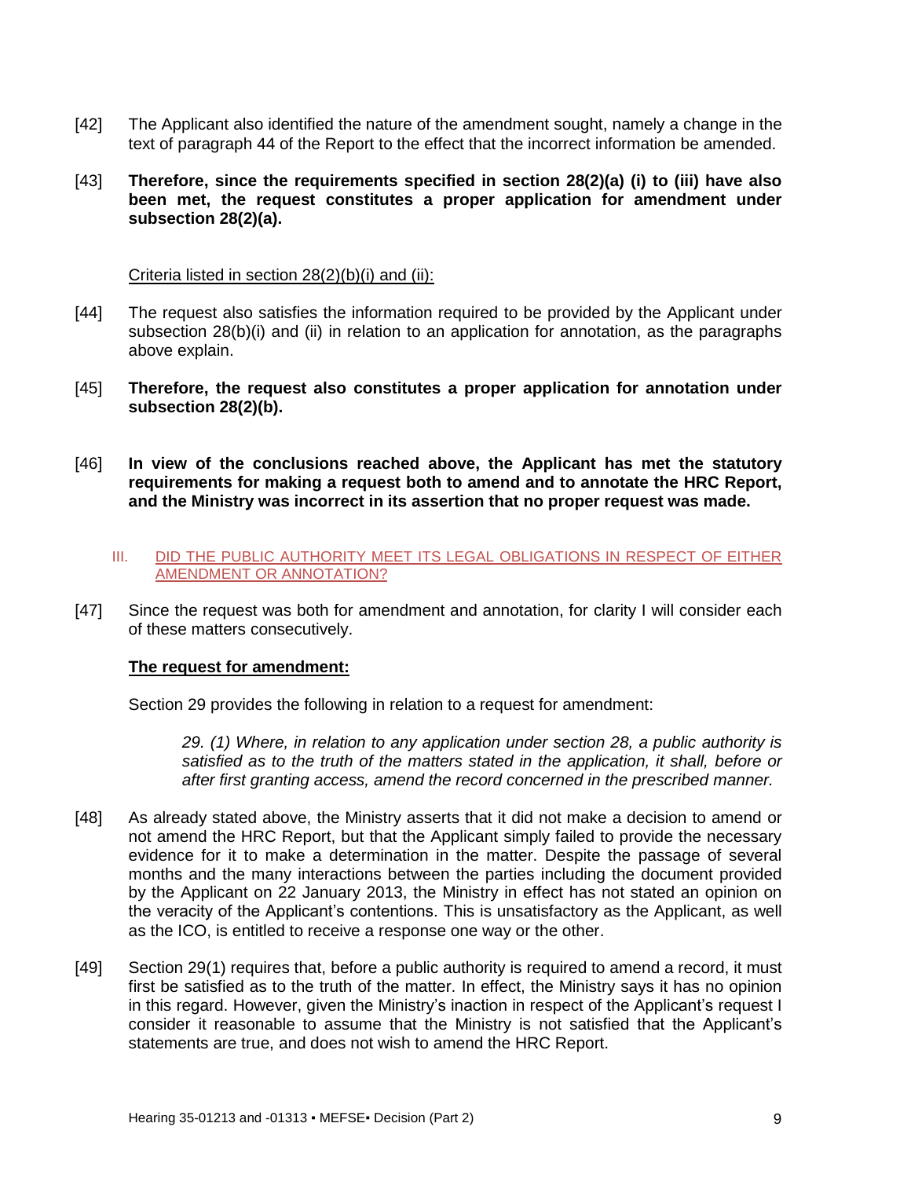[42] The Applicant also identified the nature of the amendment sought, namely a change in the text of paragraph 44 of the Report to the effect that the incorrect information be amended.

[43] **Therefore, since the requirements specified in section 28(2)(a) (i) to (iii) have also been met, the request constitutes a proper application for amendment under subsection 28(2)(a).**

<u>Criteria listed in section 28(2)(b)(i) and (ii):</u>

[44] The request also satisfies the information required to be provided by the Applicant under subsection 28(b)(i) and (ii) in relation to an application for annotation, as the paragraphs above explain.

[45] **Therefore, the request also constitutes a proper application for annotation under subsection 28(2)(b).**

[46] **In view of the conclusions reached above, the Applicant has met the statutory requirements for making a request both to amend and to annotate the HRC Report, and the Ministry was incorrect in its assertion that no proper request was made.**

## III. DID THE PUBLIC AUTHORITY MEET ITS LEGAL OBLIGATIONS IN RESPECT OF EITHER AMENDMENT OR ANNOTATION?

[47] Since the request was both for amendment and annotation, for clarity I will consider each of these matters consecutively.

### <u>The request for amendment:</u>

Section 29 provides the following in relation to a request for amendment:

> *29. (1) Where, in relation to any application under section 28, a public authority is satisfied as to the truth of the matters stated in the application, it shall, before or after first granting access, amend the record concerned in the prescribed manner.*

[48] As already stated above, the Ministry asserts that it did not make a decision to amend or not amend the HRC Report, but that the Applicant simply failed to provide the necessary evidence for it to make a determination in the matter. Despite the passage of several months and the many interactions between the parties including the document provided by the Applicant on 22 January 2013, the Ministry in effect has not stated an opinion on the veracity of the Applicant's contentions. This is unsatisfactory as the Applicant, as well as the ICO, is entitled to receive a response one way or the other.

[49] Section 29(1) requires that, before a public authority is required to amend a record, it must first be satisfied as to the truth of the matter. In effect, the Ministry says it has no opinion in this regard. However, given the Ministry's inaction in respect of the Applicant's request I consider it reasonable to assume that the Ministry is not satisfied that the Applicant's statements are true, and does not wish to amend the HRC Report.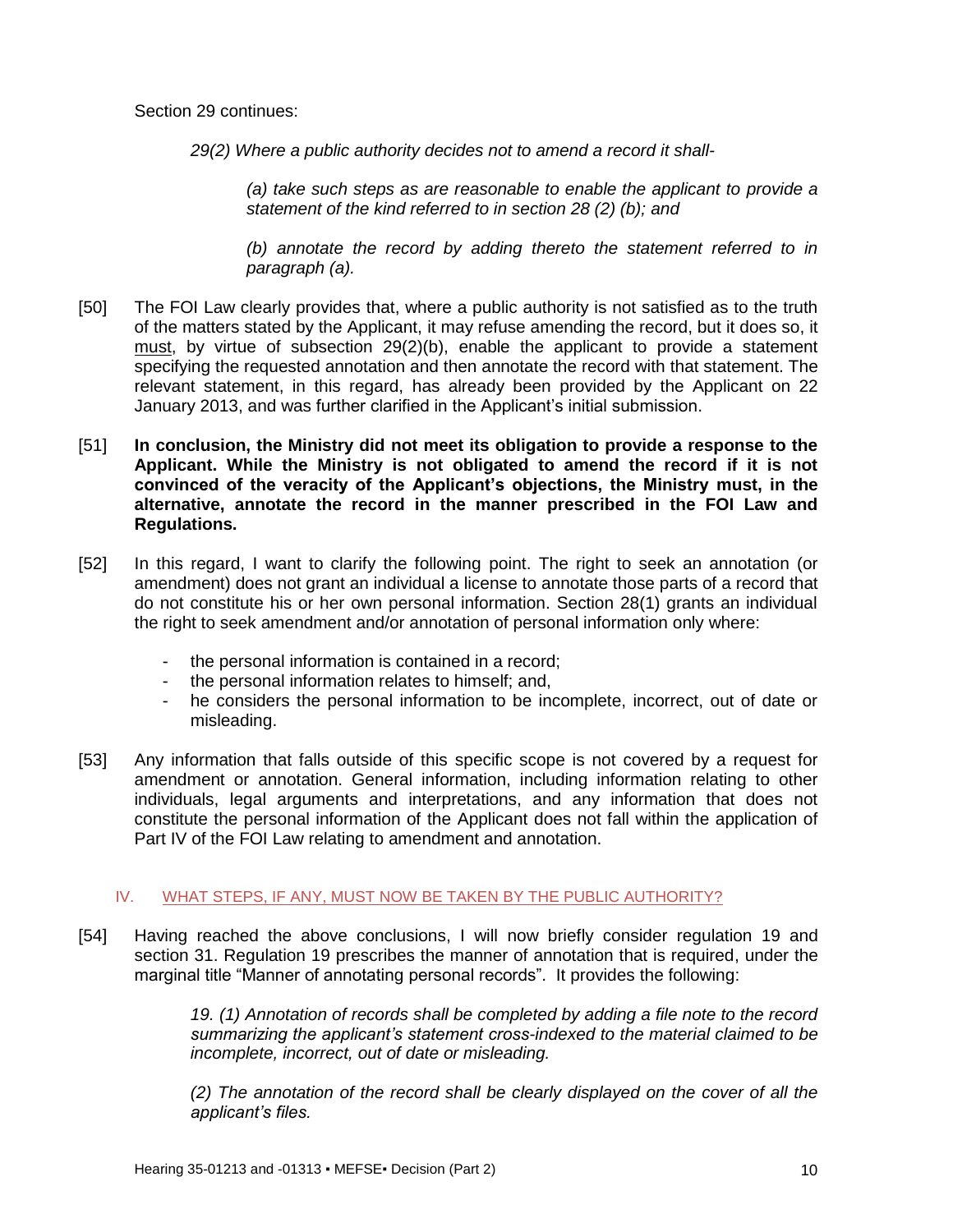Section 29 continues:

> *29(2) Where a public authority decides not to amend a record it shall-*
>
> > *(a) take such steps as are reasonable to enable the applicant to provide a statement of the kind referred to in section 28 (2) (b); and*
> >
> > *(b) annotate the record by adding thereto the statement referred to in paragraph (a).*

[50] The FOI Law clearly provides that, where a public authority is not satisfied as to the truth of the matters stated by the Applicant, it may refuse amending the record, but it does so, it must, by virtue of subsection 29(2)(b), enable the applicant to provide a statement specifying the requested annotation and then annotate the record with that statement. The relevant statement, in this regard, has already been provided by the Applicant on 22 January 2013, and was further clarified in the Applicant's initial submission.

[51] **In conclusion, the Ministry did not meet its obligation to provide a response to the Applicant. While the Ministry is not obligated to amend the record if it is not convinced of the veracity of the Applicant's objections, the Ministry must, in the alternative, annotate the record in the manner prescribed in the FOI Law and Regulations.**

[52] In this regard, I want to clarify the following point. The right to seek an annotation (or amendment) does not grant an individual a license to annotate those parts of a record that do not constitute his or her own personal information. Section 28(1) grants an individual the right to seek amendment and/or annotation of personal information only where:

- the personal information is contained in a record;
- the personal information relates to himself; and,
- he considers the personal information to be incomplete, incorrect, out of date or misleading.

[53] Any information that falls outside of this specific scope is not covered by a request for amendment or annotation. General information, including information relating to other individuals, legal arguments and interpretations, and any information that does not constitute the personal information of the Applicant does not fall within the application of Part IV of the FOI Law relating to amendment and annotation.

## IV. WHAT STEPS, IF ANY, MUST NOW BE TAKEN BY THE PUBLIC AUTHORITY?

[54] Having reached the above conclusions, I will now briefly consider regulation 19 and section 31. Regulation 19 prescribes the manner of annotation that is required, under the marginal title "Manner of annotating personal records". It provides the following:

> *19. (1) Annotation of records shall be completed by adding a file note to the record summarizing the applicant's statement cross-indexed to the material claimed to be incomplete, incorrect, out of date or misleading.*
>
> *(2) The annotation of the record shall be clearly displayed on the cover of all the applicant's files.*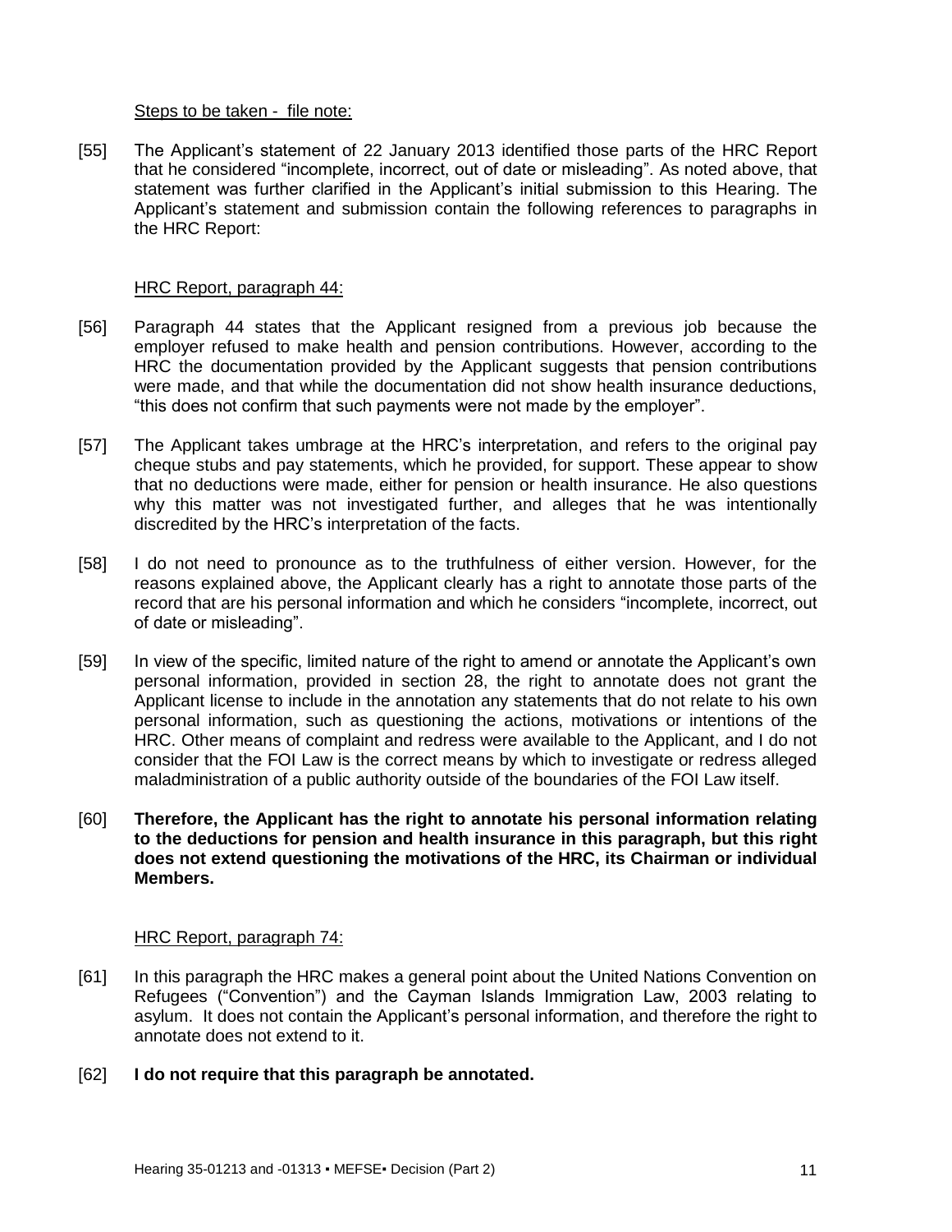Steps to be taken - file note:

[55] The Applicant's statement of 22 January 2013 identified those parts of the HRC Report that he considered "incomplete, incorrect, out of date or misleading". As noted above, that statement was further clarified in the Applicant's initial submission to this Hearing. The Applicant's statement and submission contain the following references to paragraphs in the HRC Report:

HRC Report, paragraph 44:

[56] Paragraph 44 states that the Applicant resigned from a previous job because the employer refused to make health and pension contributions. However, according to the HRC the documentation provided by the Applicant suggests that pension contributions were made, and that while the documentation did not show health insurance deductions, "this does not confirm that such payments were not made by the employer".

[57] The Applicant takes umbrage at the HRC's interpretation, and refers to the original pay cheque stubs and pay statements, which he provided, for support. These appear to show that no deductions were made, either for pension or health insurance. He also questions why this matter was not investigated further, and alleges that he was intentionally discredited by the HRC's interpretation of the facts.

[58] I do not need to pronounce as to the truthfulness of either version. However, for the reasons explained above, the Applicant clearly has a right to annotate those parts of the record that are his personal information and which he considers "incomplete, incorrect, out of date or misleading".

[59] In view of the specific, limited nature of the right to amend or annotate the Applicant's own personal information, provided in section 28, the right to annotate does not grant the Applicant license to include in the annotation any statements that do not relate to his own personal information, such as questioning the actions, motivations or intentions of the HRC. Other means of complaint and redress were available to the Applicant, and I do not consider that the FOI Law is the correct means by which to investigate or redress alleged maladministration of a public authority outside of the boundaries of the FOI Law itself.

[60] **Therefore, the Applicant has the right to annotate his personal information relating to the deductions for pension and health insurance in this paragraph, but this right does not extend questioning the motivations of the HRC, its Chairman or individual Members.**

HRC Report, paragraph 74:

[61] In this paragraph the HRC makes a general point about the United Nations Convention on Refugees ("Convention") and the Cayman Islands Immigration Law, 2003 relating to asylum. It does not contain the Applicant's personal information, and therefore the right to annotate does not extend to it.

[62] **I do not require that this paragraph be annotated.**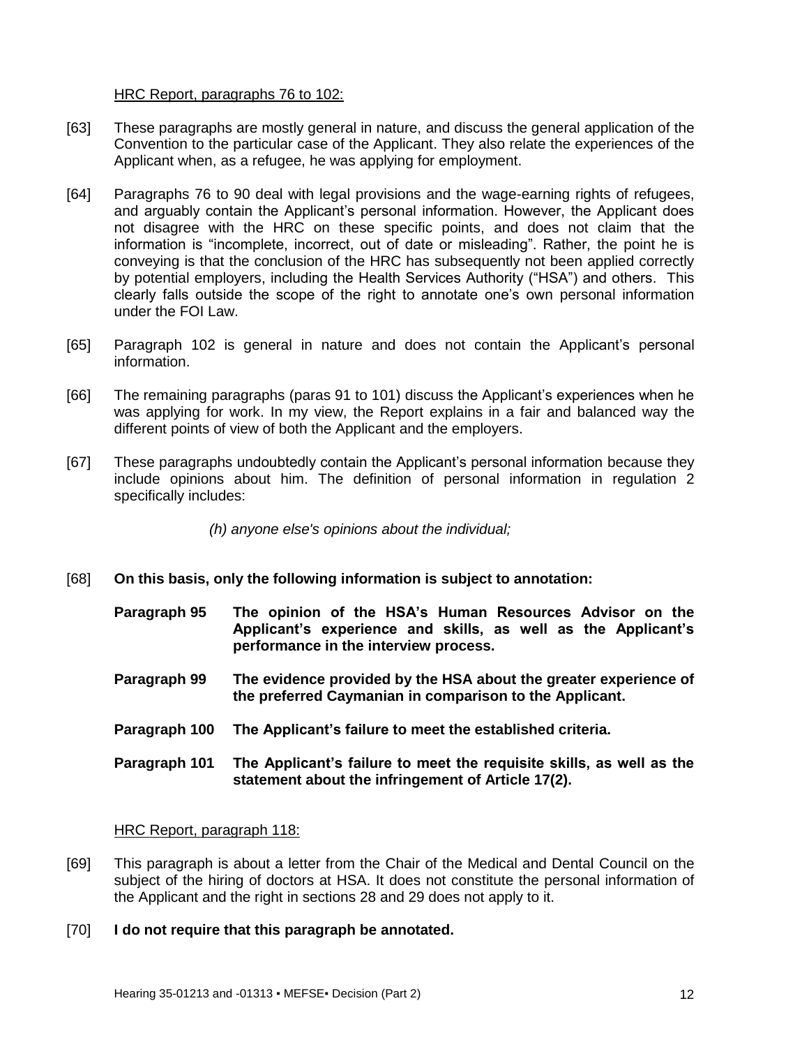HRC Report, paragraphs 76 to 102:

[63] These paragraphs are mostly general in nature, and discuss the general application of the Convention to the particular case of the Applicant. They also relate the experiences of the Applicant when, as a refugee, he was applying for employment.

[64] Paragraphs 76 to 90 deal with legal provisions and the wage-earning rights of refugees, and arguably contain the Applicant's personal information. However, the Applicant does not disagree with the HRC on these specific points, and does not claim that the information is "incomplete, incorrect, out of date or misleading". Rather, the point he is conveying is that the conclusion of the HRC has subsequently not been applied correctly by potential employers, including the Health Services Authority ("HSA") and others. This clearly falls outside the scope of the right to annotate one's own personal information under the FOI Law.

[65] Paragraph 102 is general in nature and does not contain the Applicant's personal information.

[66] The remaining paragraphs (paras 91 to 101) discuss the Applicant's experiences when he was applying for work. In my view, the Report explains in a fair and balanced way the different points of view of both the Applicant and the employers.

[67] These paragraphs undoubtedly contain the Applicant's personal information because they include opinions about him. The definition of personal information in regulation 2 specifically includes:

> *(h) anyone else's opinions about the individual;*

[68] **On this basis, only the following information is subject to annotation:**

**Paragraph 95** **The opinion of the HSA's Human Resources Advisor on the Applicant's experience and skills, as well as the Applicant's performance in the interview process.**

**Paragraph 99** **The evidence provided by the HSA about the greater experience of the preferred Caymanian in comparison to the Applicant.**

**Paragraph 100** **The Applicant's failure to meet the established criteria.**

**Paragraph 101** **The Applicant's failure to meet the requisite skills, as well as the statement about the infringement of Article 17(2).**

HRC Report, paragraph 118:

[69] This paragraph is about a letter from the Chair of the Medical and Dental Council on the subject of the hiring of doctors at HSA. It does not constitute the personal information of the Applicant and the right in sections 28 and 29 does not apply to it.

[70] **I do not require that this paragraph be annotated.**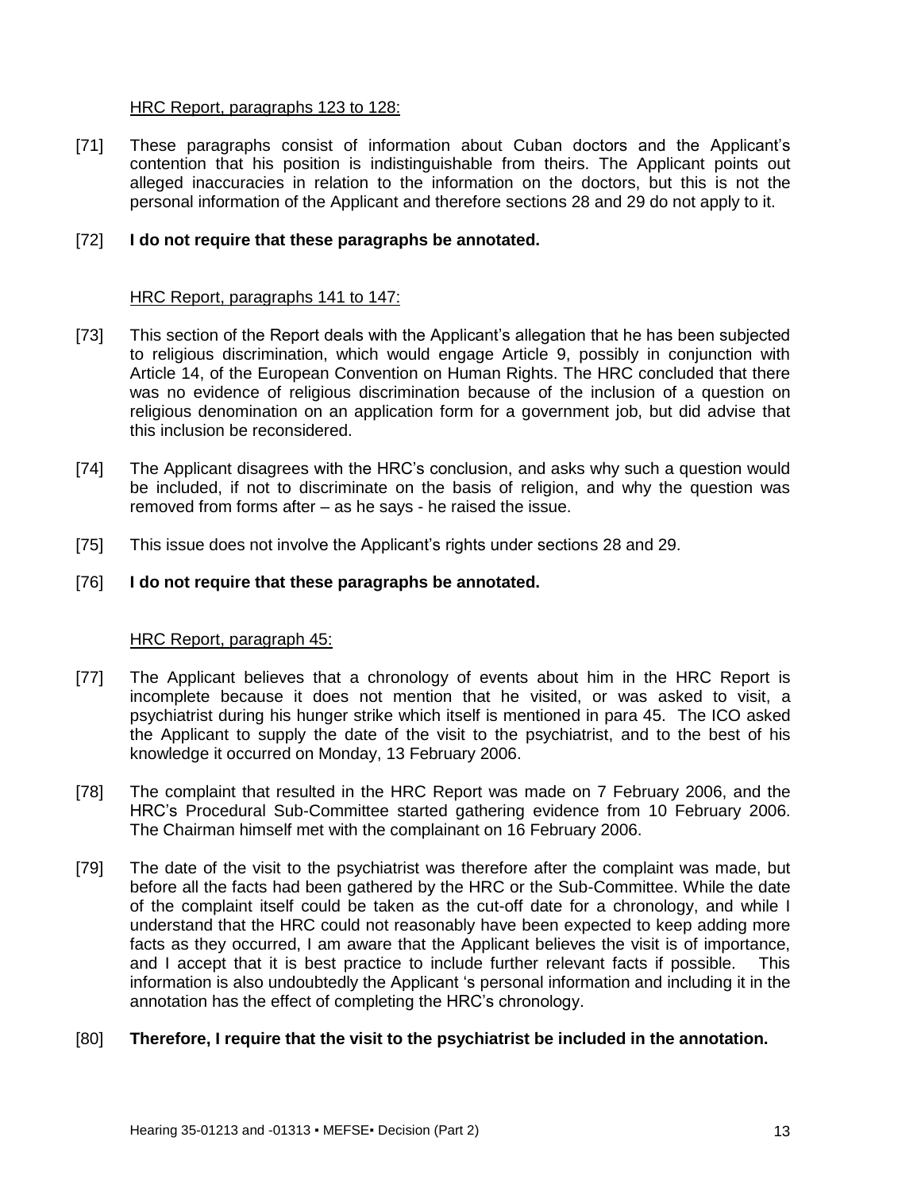HRC Report, paragraphs 123 to 128:

[71] These paragraphs consist of information about Cuban doctors and the Applicant's contention that his position is indistinguishable from theirs. The Applicant points out alleged inaccuracies in relation to the information on the doctors, but this is not the personal information of the Applicant and therefore sections 28 and 29 do not apply to it.

[72] **I do not require that these paragraphs be annotated.**

HRC Report, paragraphs 141 to 147:

[73] This section of the Report deals with the Applicant's allegation that he has been subjected to religious discrimination, which would engage Article 9, possibly in conjunction with Article 14, of the European Convention on Human Rights. The HRC concluded that there was no evidence of religious discrimination because of the inclusion of a question on religious denomination on an application form for a government job, but did advise that this inclusion be reconsidered.

[74] The Applicant disagrees with the HRC's conclusion, and asks why such a question would be included, if not to discriminate on the basis of religion, and why the question was removed from forms after – as he says - he raised the issue.

[75] This issue does not involve the Applicant's rights under sections 28 and 29.

[76] **I do not require that these paragraphs be annotated.**

HRC Report, paragraph 45:

[77] The Applicant believes that a chronology of events about him in the HRC Report is incomplete because it does not mention that he visited, or was asked to visit, a psychiatrist during his hunger strike which itself is mentioned in para 45. The ICO asked the Applicant to supply the date of the visit to the psychiatrist, and to the best of his knowledge it occurred on Monday, 13 February 2006.

[78] The complaint that resulted in the HRC Report was made on 7 February 2006, and the HRC's Procedural Sub-Committee started gathering evidence from 10 February 2006. The Chairman himself met with the complainant on 16 February 2006.

[79] The date of the visit to the psychiatrist was therefore after the complaint was made, but before all the facts had been gathered by the HRC or the Sub-Committee. While the date of the complaint itself could be taken as the cut-off date for a chronology, and while I understand that the HRC could not reasonably have been expected to keep adding more facts as they occurred, I am aware that the Applicant believes the visit is of importance, and I accept that it is best practice to include further relevant facts if possible. This information is also undoubtedly the Applicant 's personal information and including it in the annotation has the effect of completing the HRC's chronology.

[80] **Therefore, I require that the visit to the psychiatrist be included in the annotation.**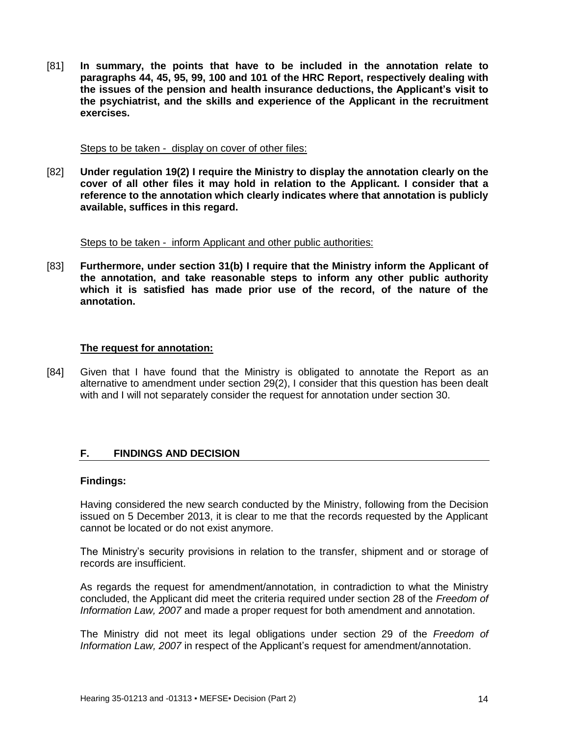[81] **In summary, the points that have to be included in the annotation relate to paragraphs 44, 45, 95, 99, 100 and 101 of the HRC Report, respectively dealing with the issues of the pension and health insurance deductions, the Applicant's visit to the psychiatrist, and the skills and experience of the Applicant in the recruitment exercises.**

<u>Steps to be taken - display on cover of other files:</u>

[82] **Under regulation 19(2) I require the Ministry to display the annotation clearly on the cover of all other files it may hold in relation to the Applicant. I consider that a reference to the annotation which clearly indicates where that annotation is publicly available, suffices in this regard.**

<u>Steps to be taken - inform Applicant and other public authorities:</u>

[83] **Furthermore, under section 31(b) I require that the Ministry inform the Applicant of the annotation, and take reasonable steps to inform any other public authority which it is satisfied has made prior use of the record, of the nature of the annotation.**

**<u>The request for annotation:</u>**

[84] Given that I have found that the Ministry is obligated to annotate the Report as an alternative to amendment under section 29(2), I consider that this question has been dealt with and I will not separately consider the request for annotation under section 30.

## F. FINDINGS AND DECISION

**Findings:**

Having considered the new search conducted by the Ministry, following from the Decision issued on 5 December 2013, it is clear to me that the records requested by the Applicant cannot be located or do not exist anymore.

The Ministry's security provisions in relation to the transfer, shipment and or storage of records are insufficient.

As regards the request for amendment/annotation, in contradiction to what the Ministry concluded, the Applicant did meet the criteria required under section 28 of the *Freedom of Information Law, 2007* and made a proper request for both amendment and annotation.

The Ministry did not meet its legal obligations under section 29 of the *Freedom of Information Law, 2007* in respect of the Applicant's request for amendment/annotation.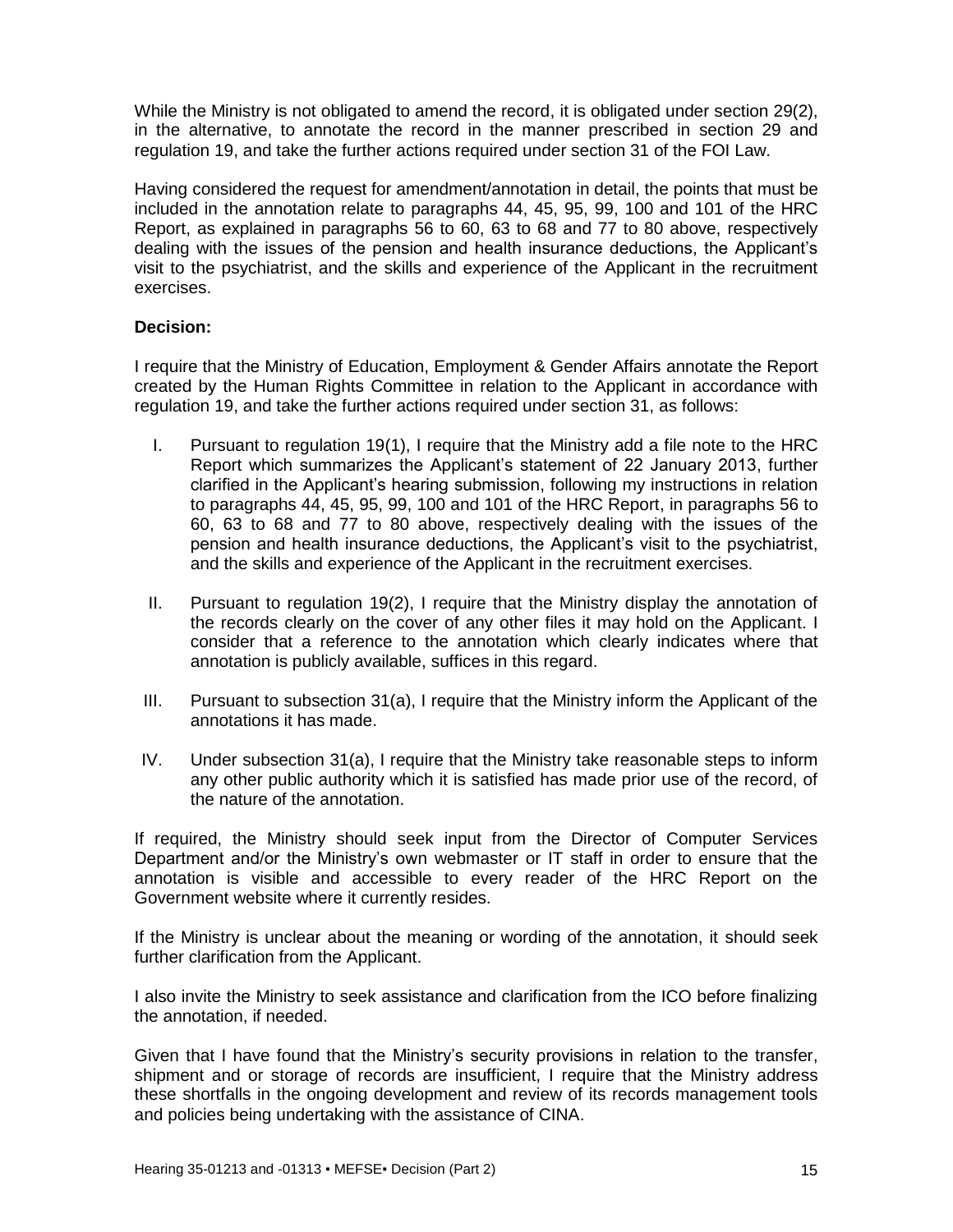While the Ministry is not obligated to amend the record, it is obligated under section 29(2), in the alternative, to annotate the record in the manner prescribed in section 29 and regulation 19, and take the further actions required under section 31 of the FOI Law.

Having considered the request for amendment/annotation in detail, the points that must be included in the annotation relate to paragraphs 44, 45, 95, 99, 100 and 101 of the HRC Report, as explained in paragraphs 56 to 60, 63 to 68 and 77 to 80 above, respectively dealing with the issues of the pension and health insurance deductions, the Applicant's visit to the psychiatrist, and the skills and experience of the Applicant in the recruitment exercises.

**Decision:**

I require that the Ministry of Education, Employment & Gender Affairs annotate the Report created by the Human Rights Committee in relation to the Applicant in accordance with regulation 19, and take the further actions required under section 31, as follows:

I. Pursuant to regulation 19(1), I require that the Ministry add a file note to the HRC Report which summarizes the Applicant's statement of 22 January 2013, further clarified in the Applicant's hearing submission, following my instructions in relation to paragraphs 44, 45, 95, 99, 100 and 101 of the HRC Report, in paragraphs 56 to 60, 63 to 68 and 77 to 80 above, respectively dealing with the issues of the pension and health insurance deductions, the Applicant's visit to the psychiatrist, and the skills and experience of the Applicant in the recruitment exercises.

II. Pursuant to regulation 19(2), I require that the Ministry display the annotation of the records clearly on the cover of any other files it may hold on the Applicant. I consider that a reference to the annotation which clearly indicates where that annotation is publicly available, suffices in this regard.

III. Pursuant to subsection 31(a), I require that the Ministry inform the Applicant of the annotations it has made.

IV. Under subsection 31(a), I require that the Ministry take reasonable steps to inform any other public authority which it is satisfied has made prior use of the record, of the nature of the annotation.

If required, the Ministry should seek input from the Director of Computer Services Department and/or the Ministry's own webmaster or IT staff in order to ensure that the annotation is visible and accessible to every reader of the HRC Report on the Government website where it currently resides.

If the Ministry is unclear about the meaning or wording of the annotation, it should seek further clarification from the Applicant.

I also invite the Ministry to seek assistance and clarification from the ICO before finalizing the annotation, if needed.

Given that I have found that the Ministry's security provisions in relation to the transfer, shipment and or storage of records are insufficient, I require that the Ministry address these shortfalls in the ongoing development and review of its records management tools and policies being undertaking with the assistance of CINA.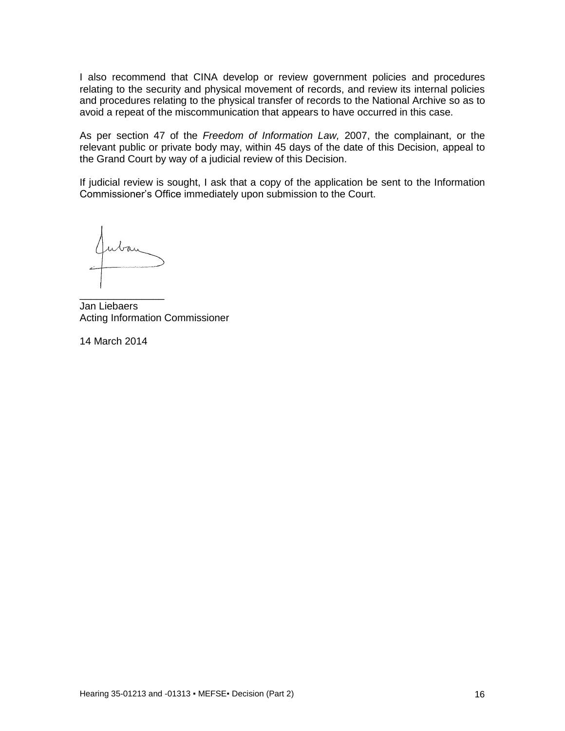I also recommend that CINA develop or review government policies and procedures relating to the security and physical movement of records, and review its internal policies and procedures relating to the physical transfer of records to the National Archive so as to avoid a repeat of the miscommunication that appears to have occurred in this case.

As per section 47 of the *Freedom of Information Law,* 2007, the complainant, or the relevant public or private body may, within 45 days of the date of this Decision, appeal to the Grand Court by way of a judicial review of this Decision.

If judicial review is sought, I ask that a copy of the application be sent to the Information Commissioner's Office immediately upon submission to the Court.

_______________

Jan Liebaers
Acting Information Commissioner

14 March 2014